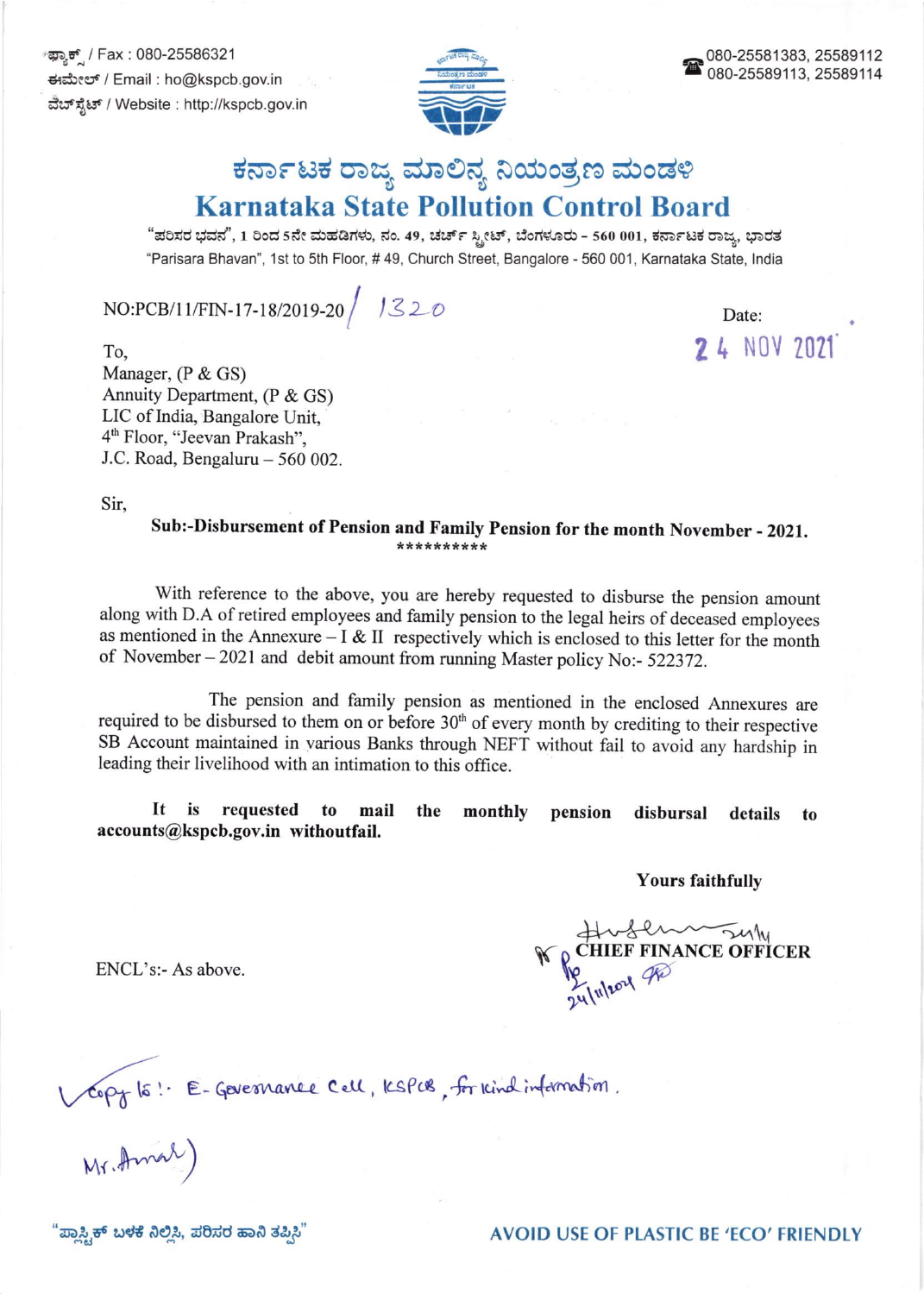ಫ್ಯಾಕ್ಸ್ / Fax : 080-25586321
ಈಮೇಲ್ / Email : ho@kspcb.gov.in
ವೆಬ್‌ಸೈಟ್ / Website : http://kspcb.gov.in

080-25581383, 25589112
080-25589113, 25589114

# ಕರ್ನಾಟಕ ರಾಜ್ಯ ಮಾಲಿನ್ಯ ನಿಯಂತ್ರಣ ಮಂಡಳಿ

# Karnataka State Pollution Control Board

"ಪರಿಸರ ಭವನ", 1 ರಿಂದ 5ನೇ ಮಹಡಿಗಳು, ನಂ. 49, ಚರ್ಚ್ ಸ್ಟ್ರೀಟ್, ಬೆಂಗಳೂರು - 560 001, ಕರ್ನಾಟಕ ರಾಜ್ಯ, ಭಾರತ
"Parisara Bhavan", 1st to 5th Floor, # 49, Church Street, Bangalore - 560 001, Karnataka State, India

NO:PCB/11/FIN-17-18/2019-20/ 1320

Date: 24 NOV 2021

To,
Manager, (P & GS)
Annuity Department, (P & GS)
LIC of India, Bangalore Unit,
4th Floor, "Jeevan Prakash",
J.C. Road, Bengaluru – 560 002.

Sir,

**Sub:-Disbursement of Pension and Family Pension for the month November - 2021.**

**********

With reference to the above, you are hereby requested to disburse the pension amount along with D.A of retired employees and family pension to the legal heirs of deceased employees as mentioned in the Annexure – I & II respectively which is enclosed to this letter for the month of November – 2021 and debit amount from running Master policy No:- 522372.

The pension and family pension as mentioned in the enclosed Annexures are required to be disbursed to them on or before 30th of every month by crediting to their respective SB Account maintained in various Banks through NEFT without fail to avoid any hardship in leading their livelihood with an intimation to this office.

**It is requested to mail the monthly pension disbursal details to accounts@kspcb.gov.in withoutfail.**

Yours faithfully

Sd/-
**CHIEF FINANCE OFFICER**
24/11/2021

ENCL's:- As above.

Copy to:- E-Governance Cell, KSPCB, for kind information.
(Mr. Amal)

"ಪ್ಲಾಸ್ಟಿಕ್ ಬಳಕೆ ನಿಲ್ಲಿಸಿ, ಪರಿಸರ ಹಾನಿ ತಪ್ಪಿಸಿ"

AVOID USE OF PLASTIC BE 'ECO' FRIENDLY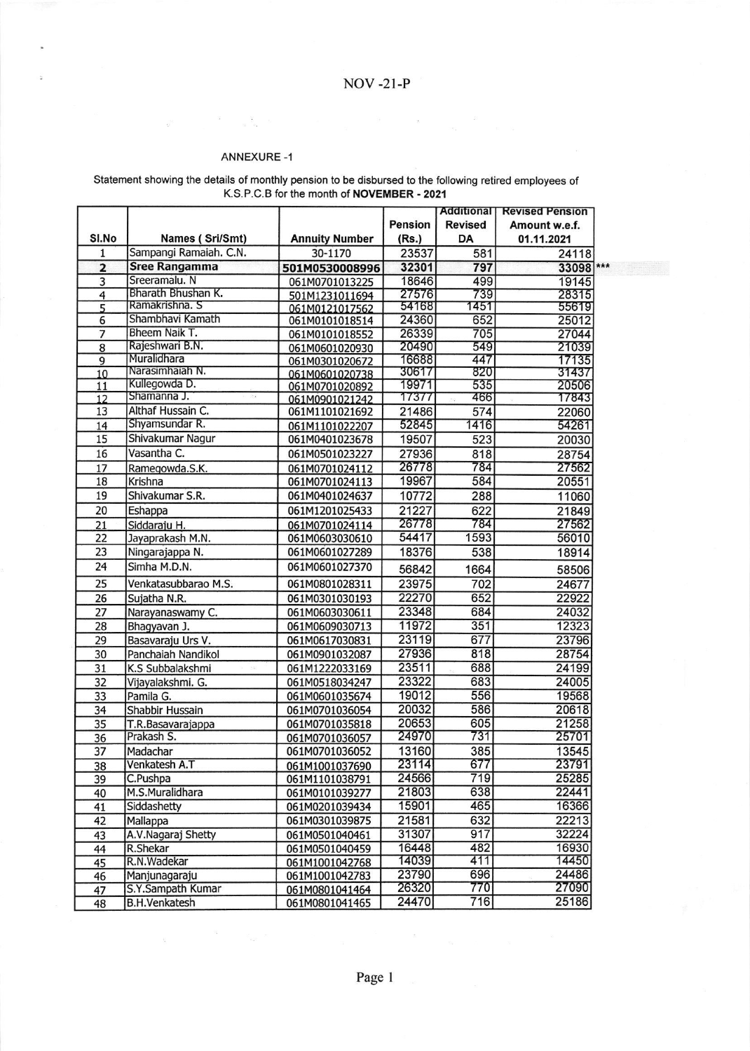NOV -21-P

ANNEXURE -1

Statement showing the details of monthly pension to be disbursed to the following retired employees of K.S.P.C.B for the month of **NOVEMBER - 2021**

| Sl.No | Names ( Sri/Smt) | Annuity Number | Pension (Rs.) | Additional Revised DA | Revised Pension Amount w.e.f. 01.11.2021 |
|---|---|---|---|---|---|
| 1 | Sampangi Ramaiah. C.N. | 30-1170 | 23537 | 581 | 24118 |
| 2 | **Sree Rangamma** | **501M0530008996** | 32301 | 797 | 33098 *** |
| 3 | Sreeramalu. N | 061M0701013225 | 18646 | 499 | 19145 |
| 4 | Bharath Bhushan K. | 501M1231011694 | 27576 | 739 | 28315 |
| 5 | Ramakrishna. S | 061M0121017562 | 54168 | 1451 | 55619 |
| 6 | Shambhavi Kamath | 061M0101018514 | 24360 | 652 | 25012 |
| 7 | Bheem Naik T. | 061M0101018552 | 26339 | 705 | 27044 |
| 8 | Rajeshwari B.N. | 061M0601020930 | 20490 | 549 | 21039 |
| 9 | Muralidhara | 061M0301020672 | 16688 | 447 | 17135 |
| 10 | Narasimhaiah N. | 061M0601020738 | 30617 | 820 | 31437 |
| 11 | Kullegowda D. | 061M0701020892 | 19971 | 535 | 20506 |
| 12 | Shamanna J. | 061M0901021242 | 17377 | 466 | 17843 |
| 13 | Althaf Hussain C. | 061M1101021692 | 21486 | 574 | 22060 |
| 14 | Shyamsundar R. | 061M1101022207 | 52845 | 1416 | 54261 |
| 15 | Shivakumar Nagur | 061M0401023678 | 19507 | 523 | 20030 |
| 16 | Vasantha C. | 061M0501023227 | 27936 | 818 | 28754 |
| 17 | Ramegowda.S.K. | 061M0701024112 | 26778 | 784 | 27562 |
| 18 | Krishna | 061M0701024113 | 19967 | 584 | 20551 |
| 19 | Shivakumar S.R. | 061M0401024637 | 10772 | 288 | 11060 |
| 20 | Eshappa | 061M1201025433 | 21227 | 622 | 21849 |
| 21 | Siddaraju H. | 061M0701024114 | 26778 | 784 | 27562 |
| 22 | Jayaprakash M.N. | 061M0603030610 | 54417 | 1593 | 56010 |
| 23 | Ningarajappa N. | 061M0601027289 | 18376 | 538 | 18914 |
| 24 | Simha M.D.N. | 061M0601027370 | 56842 | 1664 | 58506 |
| 25 | Venkatasubbarao M.S. | 061M0801028311 | 23975 | 702 | 24677 |
| 26 | Sujatha N.R. | 061M0301030193 | 22270 | 652 | 22922 |
| 27 | Narayanaswamy C. | 061M0603030611 | 23348 | 684 | 24032 |
| 28 | Bhagyavan J. | 061M0609030713 | 11972 | 351 | 12323 |
| 29 | Basavaraju Urs V. | 061M0617030831 | 23119 | 677 | 23796 |
| 30 | Panchaiah Nandikol | 061M0901032087 | 27936 | 818 | 28754 |
| 31 | K.S Subbalakshmi | 061M1222033169 | 23511 | 688 | 24199 |
| 32 | Vijayalakshmi. G. | 061M0518034247 | 23322 | 683 | 24005 |
| 33 | Pamila G. | 061M0601035674 | 19012 | 556 | 19568 |
| 34 | Shabbir Hussain | 061M0701036054 | 20032 | 586 | 20618 |
| 35 | T.R.Basavarajappa | 061M0701035818 | 20653 | 605 | 21258 |
| 36 | Prakash S. | 061M0701036057 | 24970 | 731 | 25701 |
| 37 | Madachar | 061M0701036052 | 13160 | 385 | 13545 |
| 38 | Venkatesh A.T | 061M1001037690 | 23114 | 677 | 23791 |
| 39 | C.Pushpa | 061M1101038791 | 24566 | 719 | 25285 |
| 40 | M.S.Muralidhara | 061M0101039277 | 21803 | 638 | 22441 |
| 41 | Siddashetty | 061M0201039434 | 15901 | 465 | 16366 |
| 42 | Mallappa | 061M0301039875 | 21581 | 632 | 22213 |
| 43 | A.V.Nagaraj Shetty | 061M0501040461 | 31307 | 917 | 32224 |
| 44 | R.Shekar | 061M0501040459 | 16448 | 482 | 16930 |
| 45 | R.N.Wadekar | 061M1001042768 | 14039 | 411 | 14450 |
| 46 | Manjunagaraju | 061M1001042783 | 23790 | 696 | 24486 |
| 47 | S.Y.Sampath Kumar | 061M0801041464 | 26320 | 770 | 27090 |
| 48 | B.H.Venkatesh | 061M0801041465 | 24470 | 716 | 25186 |